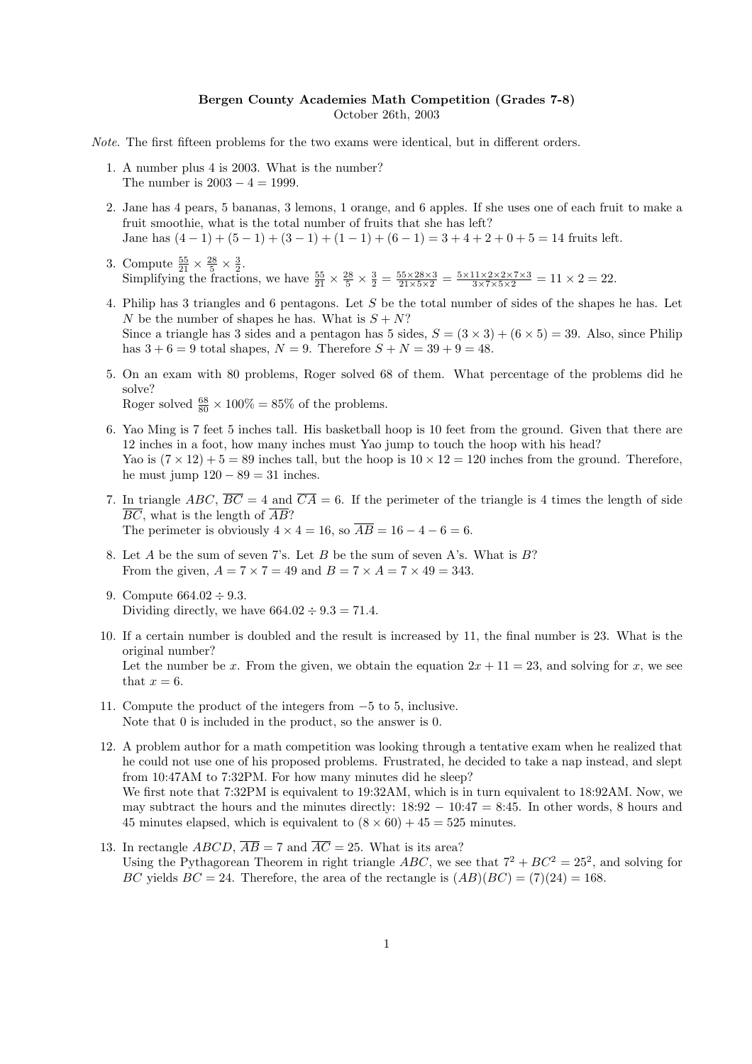**Bergen County Academies Math Competition (Grades 7-8)**
October 26th, 2003

*Note.* The first fifteen problems for the two exams were identical, but in different orders.

1. A number plus 4 is 2003. What is the number?
   The number is $2003 - 4 = 1999$.

2. Jane has 4 pears, 5 bananas, 3 lemons, 1 orange, and 6 apples. If she uses one of each fruit to make a fruit smoothie, what is the total number of fruits that she has left?
   Jane has $(4-1)+(5-1)+(3-1)+(1-1)+(6-1) = 3+4+2+0+5 = 14$ fruits left.

3. Compute $\frac{55}{21} \times \frac{28}{5} \times \frac{3}{2}$.
   Simplifying the fractions, we have $\frac{55}{21} \times \frac{28}{5} \times \frac{3}{2} = \frac{55 \times 28 \times 3}{21 \times 5 \times 2} = \frac{5 \times 11 \times 2 \times 2 \times 7 \times 3}{3 \times 7 \times 5 \times 2} = 11 \times 2 = 22$.

4. Philip has 3 triangles and 6 pentagons. Let $S$ be the total number of sides of the shapes he has. Let $N$ be the number of shapes he has. What is $S + N$?
   Since a triangle has 3 sides and a pentagon has 5 sides, $S = (3 \times 3) + (6 \times 5) = 39$. Also, since Philip has $3 + 6 = 9$ total shapes, $N = 9$. Therefore $S + N = 39 + 9 = 48$.

5. On an exam with 80 problems, Roger solved 68 of them. What percentage of the problems did he solve?
   Roger solved $\frac{68}{80} \times 100\% = 85\%$ of the problems.

6. Yao Ming is 7 feet 5 inches tall. His basketball hoop is 10 feet from the ground. Given that there are 12 inches in a foot, how many inches must Yao jump to touch the hoop with his head?
   Yao is $(7 \times 12) + 5 = 89$ inches tall, but the hoop is $10 \times 12 = 120$ inches from the ground. Therefore, he must jump $120 - 89 = 31$ inches.

7. In triangle $ABC$, $\overline{BC} = 4$ and $\overline{CA} = 6$. If the perimeter of the triangle is 4 times the length of side $\overline{BC}$, what is the length of $\overline{AB}$?
   The perimeter is obviously $4 \times 4 = 16$, so $\overline{AB} = 16 - 4 - 6 = 6$.

8. Let $A$ be the sum of seven 7's. Let $B$ be the sum of seven A's. What is $B$?
   From the given, $A = 7 \times 7 = 49$ and $B = 7 \times A = 7 \times 49 = 343$.

9. Compute $664.02 \div 9.3$.
   Dividing directly, we have $664.02 \div 9.3 = 71.4$.

10. If a certain number is doubled and the result is increased by 11, the final number is 23. What is the original number?
    Let the number be $x$. From the given, we obtain the equation $2x + 11 = 23$, and solving for $x$, we see that $x = 6$.

11. Compute the product of the integers from $-5$ to 5, inclusive.
    Note that 0 is included in the product, so the answer is 0.

12. A problem author for a math competition was looking through a tentative exam when he realized that he could not use one of his proposed problems. Frustrated, he decided to take a nap instead, and slept from 10:47AM to 7:32PM. For how many minutes did he sleep?
    We first note that 7:32PM is equivalent to 19:32AM, which is in turn equivalent to 18:92AM. Now, we may subtract the hours and the minutes directly: $18{:}92 - 10{:}47 = 8{:}45$. In other words, 8 hours and 45 minutes elapsed, which is equivalent to $(8 \times 60) + 45 = 525$ minutes.

13. In rectangle $ABCD$, $\overline{AB} = 7$ and $\overline{AC} = 25$. What is its area?
    Using the Pythagorean Theorem in right triangle $ABC$, we see that $7^2 + BC^2 = 25^2$, and solving for $BC$ yields $BC = 24$. Therefore, the area of the rectangle is $(AB)(BC) = (7)(24) = 168$.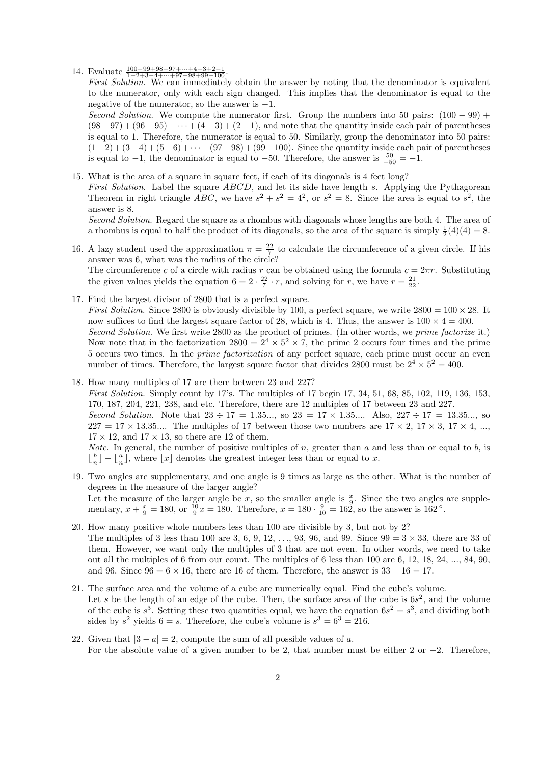14. Evaluate $\frac{100-99+98-97+\cdots+4-3+2-1}{1-2+3-4+\cdots+97-98+99-100}$.
*First Solution*. We can immediately obtain the answer by noting that the denominator is equivalent to the numerator, only with each sign changed. This implies that the denominator is equal to the negative of the numerator, so the answer is $-1$.
*Second Solution*. We compute the numerator first. Group the numbers into 50 pairs: $(100-99)+(98-97)+(96-95)+\cdots+(4-3)+(2-1)$, and note that the quantity inside each pair of parentheses is equal to 1. Therefore, the numerator is equal to 50. Similarly, group the denominator into 50 pairs: $(1-2)+(3-4)+(5-6)+\cdots+(97-98)+(99-100)$. Since the quantity inside each pair of parentheses is equal to $-1$, the denominator is equal to $-50$. Therefore, the answer is $\frac{50}{-50}=-1$.

15. What is the area of a square in square feet, if each of its diagonals is 4 feet long?
*First Solution*. Label the square $ABCD$, and let its side have length $s$. Applying the Pythagorean Theorem in right triangle $ABC$, we have $s^2+s^2=4^2$, or $s^2=8$. Since the area is equal to $s^2$, the answer is 8.
*Second Solution*. Regard the square as a rhombus with diagonals whose lengths are both 4. The area of a rhombus is equal to half the product of its diagonals, so the area of the square is simply $\frac{1}{2}(4)(4)=8$.

16. A lazy student used the approximation $\pi=\frac{22}{7}$ to calculate the circumference of a given circle. If his answer was 6, what was the radius of the circle?
The circumference $c$ of a circle with radius $r$ can be obtained using the formula $c=2\pi r$. Substituting the given values yields the equation $6=2\cdot\frac{22}{7}\cdot r$, and solving for $r$, we have $r=\frac{21}{22}$.

17. Find the largest divisor of 2800 that is a perfect square.
*First Solution*. Since 2800 is obviously divisible by 100, a perfect square, we write $2800=100\times 28$. It now suffices to find the largest square factor of 28, which is 4. Thus, the answer is $100\times 4=400$.
*Second Solution*. We first write 2800 as the product of primes. (In other words, we *prime factorize* it.) Now note that in the factorization $2800=2^4\times 5^2\times 7$, the prime 2 occurs four times and the prime 5 occurs two times. In the *prime factorization* of any perfect square, each prime must occur an even number of times. Therefore, the largest square factor that divides 2800 must be $2^4\times 5^2=400$.

18. How many multiples of 17 are there between 23 and 227?
*First Solution*. Simply count by 17's. The multiples of 17 begin 17, 34, 51, 68, 85, 102, 119, 136, 153, 170, 187, 204, 221, 238, and etc. Therefore, there are 12 multiples of 17 between 23 and 227.
*Second Solution*. Note that $23\div 17=1.35...$, so $23=17\times 1.35...$. Also, $227\div 17=13.35...$, so $227=17\times 13.35...$. The multiples of 17 between those two numbers are $17\times 2$, $17\times 3$, $17\times 4$, ..., $17\times 12$, and $17\times 13$, so there are 12 of them.
*Note*. In general, the number of positive multiples of $n$, greater than $a$ and less than or equal to $b$, is $\lfloor\frac{b}{n}\rfloor-\lfloor\frac{a}{n}\rfloor$, where $\lfloor x\rfloor$ denotes the greatest integer less than or equal to $x$.

19. Two angles are supplementary, and one angle is 9 times as large as the other. What is the number of degrees in the measure of the larger angle?
Let the measure of the larger angle be $x$, so the smaller angle is $\frac{x}{9}$. Since the two angles are supplementary, $x+\frac{x}{9}=180$, or $\frac{10}{9}x=180$. Therefore, $x=180\cdot\frac{9}{10}=162$, so the answer is $162^\circ$.

20. How many positive whole numbers less than 100 are divisible by 3, but not by 2?
The multiples of 3 less than 100 are 3, 6, 9, 12, ..., 93, 96, and 99. Since $99=3\times 33$, there are 33 of them. However, we want only the multiples of 3 that are not even. In other words, we need to take out all the multiples of 6 from our count. The multiples of 6 less than 100 are 6, 12, 18, 24, ..., 84, 90, and 96. Since $96=6\times 16$, there are 16 of them. Therefore, the answer is $33-16=17$.

21. The surface area and the volume of a cube are numerically equal. Find the cube's volume.
Let $s$ be the length of an edge of the cube. Then, the surface area of the cube is $6s^2$, and the volume of the cube is $s^3$. Setting these two quantities equal, we have the equation $6s^2=s^3$, and dividing both sides by $s^2$ yields $6=s$. Therefore, the cube's volume is $s^3=6^3=216$.

22. Given that $|3-a|=2$, compute the sum of all possible values of $a$.
For the absolute value of a given number to be 2, that number must be either 2 or $-2$. Therefore,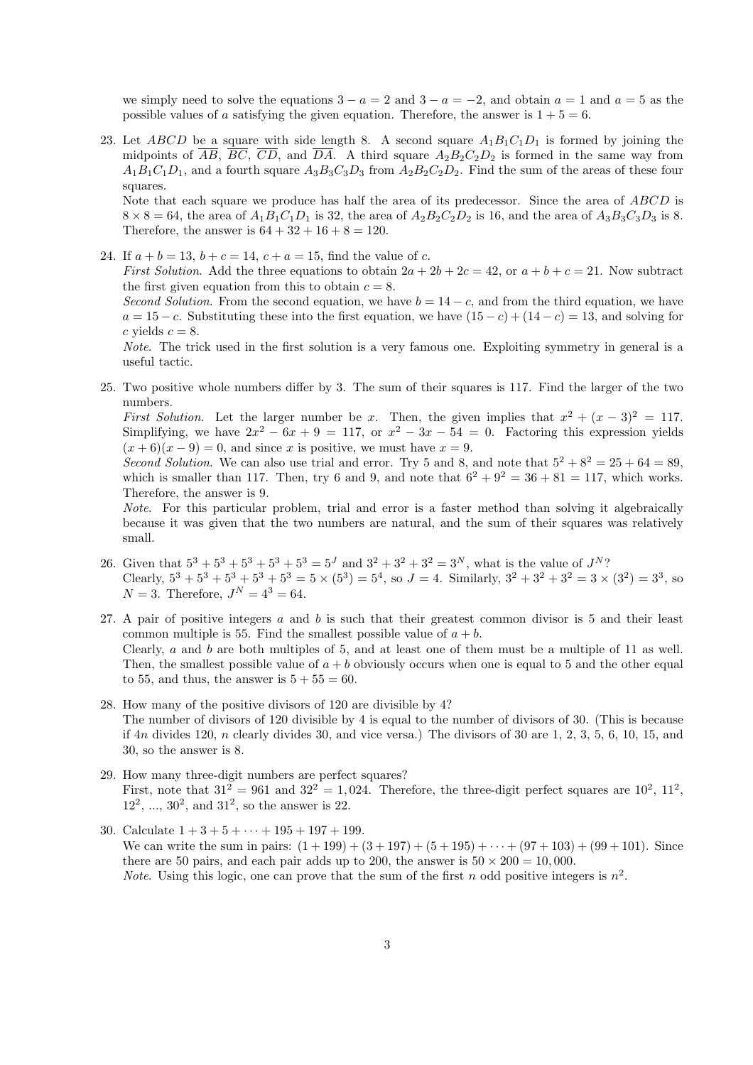we simply need to solve the equations $3 - a = 2$ and $3 - a = -2$, and obtain $a = 1$ and $a = 5$ as the possible values of $a$ satisfying the given equation. Therefore, the answer is $1 + 5 = 6$.

23. Let $ABCD$ be a square with side length 8. A second square $A_1B_1C_1D_1$ is formed by joining the midpoints of $\overline{AB}$, $\overline{BC}$, $\overline{CD}$, and $\overline{DA}$. A third square $A_2B_2C_2D_2$ is formed in the same way from $A_1B_1C_1D_1$, and a fourth square $A_3B_3C_3D_3$ from $A_2B_2C_2D_2$. Find the sum of the areas of these four squares.
Note that each square we produce has half the area of its predecessor. Since the area of $ABCD$ is $8 \times 8 = 64$, the area of $A_1B_1C_1D_1$ is 32, the area of $A_2B_2C_2D_2$ is 16, and the area of $A_3B_3C_3D_3$ is 8. Therefore, the answer is $64 + 32 + 16 + 8 = 120$.

24. If $a + b = 13$, $b + c = 14$, $c + a = 15$, find the value of $c$.
*First Solution*. Add the three equations to obtain $2a + 2b + 2c = 42$, or $a + b + c = 21$. Now subtract the first given equation from this to obtain $c = 8$.
*Second Solution*. From the second equation, we have $b = 14 - c$, and from the third equation, we have $a = 15 - c$. Substituting these into the first equation, we have $(15 - c) + (14 - c) = 13$, and solving for $c$ yields $c = 8$.
*Note*. The trick used in the first solution is a very famous one. Exploiting symmetry in general is a useful tactic.

25. Two positive whole numbers differ by 3. The sum of their squares is 117. Find the larger of the two numbers.
*First Solution*. Let the larger number be $x$. Then, the given implies that $x^2 + (x - 3)^2 = 117$. Simplifying, we have $2x^2 - 6x + 9 = 117$, or $x^2 - 3x - 54 = 0$. Factoring this expression yields $(x + 6)(x - 9) = 0$, and since $x$ is positive, we must have $x = 9$.
*Second Solution*. We can also use trial and error. Try 5 and 8, and note that $5^2 + 8^2 = 25 + 64 = 89$, which is smaller than 117. Then, try 6 and 9, and note that $6^2 + 9^2 = 36 + 81 = 117$, which works. Therefore, the answer is 9.
*Note*. For this particular problem, trial and error is a faster method than solving it algebraically because it was given that the two numbers are natural, and the sum of their squares was relatively small.

26. Given that $5^3 + 5^3 + 5^3 + 5^3 + 5^3 = 5^J$ and $3^2 + 3^2 + 3^2 = 3^N$, what is the value of $J^N$?
Clearly, $5^3 + 5^3 + 5^3 + 5^3 + 5^3 = 5 \times (5^3) = 5^4$, so $J = 4$. Similarly, $3^2 + 3^2 + 3^2 = 3 \times (3^2) = 3^3$, so $N = 3$. Therefore, $J^N = 4^3 = 64$.

27. A pair of positive integers $a$ and $b$ is such that their greatest common divisor is 5 and their least common multiple is 55. Find the smallest possible value of $a + b$.
Clearly, $a$ and $b$ are both multiples of 5, and at least one of them must be a multiple of 11 as well. Then, the smallest possible value of $a + b$ obviously occurs when one is equal to 5 and the other equal to 55, and thus, the answer is $5 + 55 = 60$.

28. How many of the positive divisors of 120 are divisible by 4?
The number of divisors of 120 divisible by 4 is equal to the number of divisors of 30. (This is because if $4n$ divides 120, $n$ clearly divides 30, and vice versa.) The divisors of 30 are 1, 2, 3, 5, 6, 10, 15, and 30, so the answer is 8.

29. How many three-digit numbers are perfect squares?
First, note that $31^2 = 961$ and $32^2 = 1,024$. Therefore, the three-digit perfect squares are $10^2$, $11^2$, $12^2$, ..., $30^2$, and $31^2$, so the answer is 22.

30. Calculate $1 + 3 + 5 + \cdots + 195 + 197 + 199$.
We can write the sum in pairs: $(1 + 199) + (3 + 197) + (5 + 195) + \cdots + (97 + 103) + (99 + 101)$. Since there are 50 pairs, and each pair adds up to 200, the answer is $50 \times 200 = 10,000$.
*Note*. Using this logic, one can prove that the sum of the first $n$ odd positive integers is $n^2$.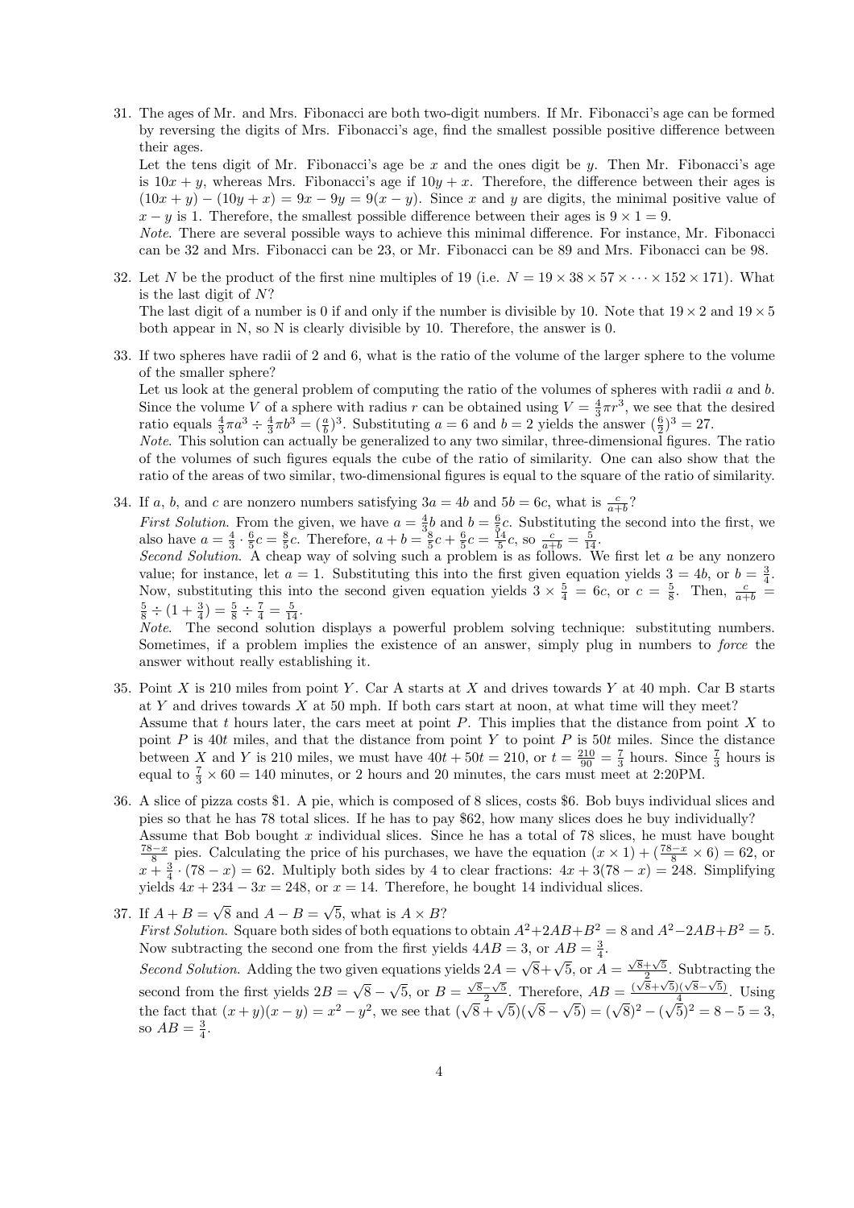31. The ages of Mr. and Mrs. Fibonacci are both two-digit numbers. If Mr. Fibonacci's age can be formed by reversing the digits of Mrs. Fibonacci's age, find the smallest possible positive difference between their ages.

    Let the tens digit of Mr. Fibonacci's age be $x$ and the ones digit be $y$. Then Mr. Fibonacci's age is $10x + y$, whereas Mrs. Fibonacci's age if $10y + x$. Therefore, the difference between their ages is $(10x + y) - (10y + x) = 9x - 9y = 9(x - y)$. Since $x$ and $y$ are digits, the minimal positive value of $x - y$ is 1. Therefore, the smallest possible difference between their ages is $9 \times 1 = 9$.

    *Note*. There are several possible ways to achieve this minimal difference. For instance, Mr. Fibonacci can be 32 and Mrs. Fibonacci can be 23, or Mr. Fibonacci can be 89 and Mrs. Fibonacci can be 98.

32. Let $N$ be the product of the first nine multiples of 19 (i.e. $N = 19 \times 38 \times 57 \times \cdots \times 152 \times 171$). What is the last digit of $N$?

    The last digit of a number is 0 if and only if the number is divisible by 10. Note that $19 \times 2$ and $19 \times 5$ both appear in N, so N is clearly divisible by 10. Therefore, the answer is 0.

33. If two spheres have radii of 2 and 6, what is the ratio of the volume of the larger sphere to the volume of the smaller sphere?

    Let us look at the general problem of computing the ratio of the volumes of spheres with radii $a$ and $b$. Since the volume $V$ of a sphere with radius $r$ can be obtained using $V = \frac{4}{3}\pi r^3$, we see that the desired ratio equals $\frac{4}{3}\pi a^3 \div \frac{4}{3}\pi b^3 = (\frac{a}{b})^3$. Substituting $a = 6$ and $b = 2$ yields the answer $(\frac{6}{2})^3 = 27$.

    *Note*. This solution can actually be generalized to any two similar, three-dimensional figures. The ratio of the volumes of such figures equals the cube of the ratio of similarity. One can also show that the ratio of the areas of two similar, two-dimensional figures is equal to the square of the ratio of similarity.

34. If $a$, $b$, and $c$ are nonzero numbers satisfying $3a = 4b$ and $5b = 6c$, what is $\frac{c}{a+b}$?

    *First Solution*. From the given, we have $a = \frac{4}{3}b$ and $b = \frac{6}{5}c$. Substituting the second into the first, we also have $a = \frac{4}{3} \cdot \frac{6}{5}c = \frac{8}{5}c$. Therefore, $a + b = \frac{8}{5}c + \frac{6}{5}c = \frac{14}{5}c$, so $\frac{c}{a+b} = \frac{5}{14}$.

    *Second Solution*. A cheap way of solving such a problem is as follows. We first let $a$ be any nonzero value; for instance, let $a = 1$. Substituting this into the first given equation yields $3 = 4b$, or $b = \frac{3}{4}$. Now, substituting this into the second given equation yields $3 \times \frac{5}{4} = 6c$, or $c = \frac{5}{8}$. Then, $\frac{c}{a+b} = \frac{5}{8} \div (1 + \frac{3}{4}) = \frac{5}{8} \div \frac{7}{4} = \frac{5}{14}$.

    *Note*. The second solution displays a powerful problem solving technique: substituting numbers. Sometimes, if a problem implies the existence of an answer, simply plug in numbers to *force* the answer without really establishing it.

35. Point $X$ is 210 miles from point $Y$. Car A starts at $X$ and drives towards $Y$ at 40 mph. Car B starts at $Y$ and drives towards $X$ at 50 mph. If both cars start at noon, at what time will they meet?

    Assume that $t$ hours later, the cars meet at point $P$. This implies that the distance from point $X$ to point $P$ is $40t$ miles, and that the distance from point $Y$ to point $P$ is $50t$ miles. Since the distance between $X$ and $Y$ is 210 miles, we must have $40t + 50t = 210$, or $t = \frac{210}{90} = \frac{7}{3}$ hours. Since $\frac{7}{3}$ hours is equal to $\frac{7}{3} \times 60 = 140$ minutes, or 2 hours and 20 minutes, the cars must meet at 2:20PM.

36. A slice of pizza costs \$1. A pie, which is composed of 8 slices, costs \$6. Bob buys individual slices and pies so that he has 78 total slices. If he has to pay \$62, how many slices does he buy individually?

    Assume that Bob bought $x$ individual slices. Since he has a total of 78 slices, he must have bought $\frac{78-x}{8}$ pies. Calculating the price of his purchases, we have the equation $(x \times 1) + (\frac{78-x}{8} \times 6) = 62$, or $x + \frac{3}{4} \cdot (78 - x) = 62$. Multiply both sides by 4 to clear fractions: $4x + 3(78 - x) = 248$. Simplifying yields $4x + 234 - 3x = 248$, or $x = 14$. Therefore, he bought 14 individual slices.

37. If $A + B = \sqrt{8}$ and $A - B = \sqrt{5}$, what is $A \times B$?

    *First Solution*. Square both sides of both equations to obtain $A^2 + 2AB + B^2 = 8$ and $A^2 - 2AB + B^2 = 5$. Now subtracting the second one from the first yields $4AB = 3$, or $AB = \frac{3}{4}$.

    *Second Solution*. Adding the two given equations yields $2A = \sqrt{8} + \sqrt{5}$, or $A = \frac{\sqrt{8}+\sqrt{5}}{2}$. Subtracting the second from the first yields $2B = \sqrt{8} - \sqrt{5}$, or $B = \frac{\sqrt{8}-\sqrt{5}}{2}$. Therefore, $AB = \frac{(\sqrt{8}+\sqrt{5})(\sqrt{8}-\sqrt{5})}{4}$. Using the fact that $(x + y)(x - y) = x^2 - y^2$, we see that $(\sqrt{8} + \sqrt{5})(\sqrt{8} - \sqrt{5}) = (\sqrt{8})^2 - (\sqrt{5})^2 = 8 - 5 = 3$, so $AB = \frac{3}{4}$.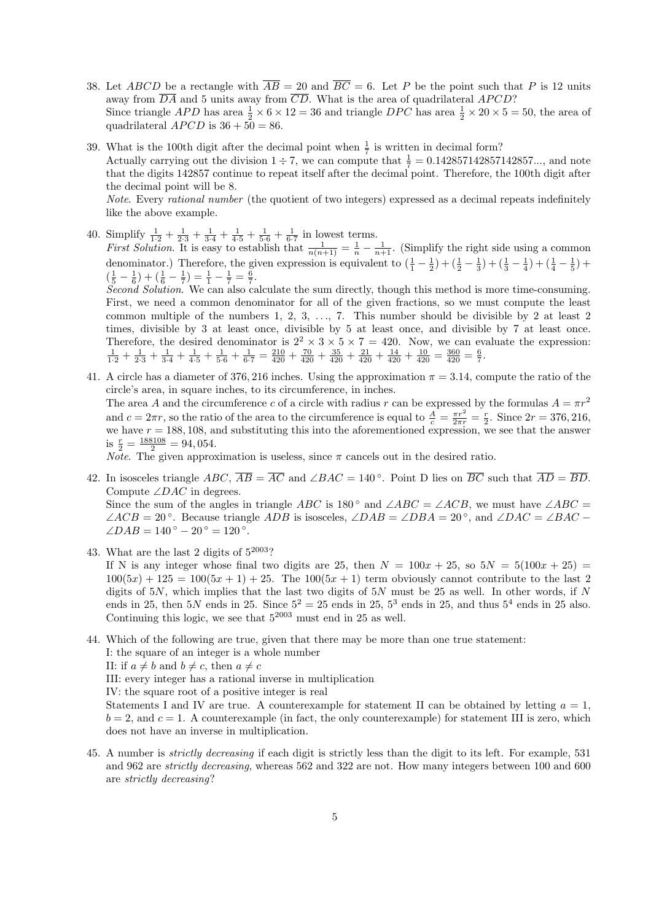38. Let $ABCD$ be a rectangle with $\overline{AB} = 20$ and $\overline{BC} = 6$. Let $P$ be the point such that $P$ is 12 units away from $\overline{DA}$ and 5 units away from $\overline{CD}$. What is the area of quadrilateral $APCD$?
Since triangle $APD$ has area $\frac{1}{2} \times 6 \times 12 = 36$ and triangle $DPC$ has area $\frac{1}{2} \times 20 \times 5 = 50$, the area of quadrilateral $APCD$ is $36 + 50 = 86$.

39. What is the 100th digit after the decimal point when $\frac{1}{7}$ is written in decimal form?
Actually carrying out the division $1 \div 7$, we can compute that $\frac{1}{7} = 0.142857142857142857...$, and note that the digits 142857 continue to repeat itself after the decimal point. Therefore, the 100th digit after the decimal point will be 8.
*Note*. Every *rational number* (the quotient of two integers) expressed as a decimal repeats indefinitely like the above example.

40. Simplify $\frac{1}{1 \cdot 2} + \frac{1}{2 \cdot 3} + \frac{1}{3 \cdot 4} + \frac{1}{4 \cdot 5} + \frac{1}{5 \cdot 6} + \frac{1}{6 \cdot 7}$ in lowest terms.
*First Solution*. It is easy to establish that $\frac{1}{n(n+1)} = \frac{1}{n} - \frac{1}{n+1}$. (Simplify the right side using a common denominator.) Therefore, the given expression is equivalent to $(\frac{1}{1} - \frac{1}{2}) + (\frac{1}{2} - \frac{1}{3}) + (\frac{1}{3} - \frac{1}{4}) + (\frac{1}{4} - \frac{1}{5}) + (\frac{1}{5} - \frac{1}{6}) + (\frac{1}{6} - \frac{1}{7}) = \frac{1}{1} - \frac{1}{7} = \frac{6}{7}$.
*Second Solution*. We can also calculate the sum directly, though this method is more time-consuming. First, we need a common denominator for all of the given fractions, so we must compute the least common multiple of the numbers 1, 2, 3, ..., 7. This number should be divisible by 2 at least 2 times, divisible by 3 at least once, divisible by 5 at least once, and divisible by 7 at least once. Therefore, the desired denominator is $2^2 \times 3 \times 5 \times 7 = 420$. Now, we can evaluate the expression: $\frac{1}{1 \cdot 2} + \frac{1}{2 \cdot 3} + \frac{1}{3 \cdot 4} + \frac{1}{4 \cdot 5} + \frac{1}{5 \cdot 6} + \frac{1}{6 \cdot 7} = \frac{210}{420} + \frac{70}{420} + \frac{35}{420} + \frac{21}{420} + \frac{14}{420} + \frac{10}{420} = \frac{360}{420} = \frac{6}{7}$.

41. A circle has a diameter of 376, 216 inches. Using the approximation $\pi = 3.14$, compute the ratio of the circle's area, in square inches, to its circumference, in inches.
The area $A$ and the circumference $c$ of a circle with radius $r$ can be expressed by the formulas $A = \pi r^2$ and $c = 2\pi r$, so the ratio of the area to the circumference is equal to $\frac{A}{c} = \frac{\pi r^2}{2\pi r} = \frac{r}{2}$. Since $2r = 376,216$, we have $r = 188,108$, and substituting this into the aforementioned expression, we see that the answer is $\frac{r}{2} = \frac{188108}{2} = 94,054$.
*Note*. The given approximation is useless, since $\pi$ cancels out in the desired ratio.

42. In isosceles triangle $ABC$, $\overline{AB} = \overline{AC}$ and $\angle BAC = 140°$. Point D lies on $\overline{BC}$ such that $\overline{AD} = \overline{BD}$. Compute $\angle DAC$ in degrees.
Since the sum of the angles in triangle $ABC$ is $180°$ and $\angle ABC = \angle ACB$, we must have $\angle ABC = \angle ACB = 20°$. Because triangle $ADB$ is isosceles, $\angle DAB = \angle DBA = 20°$, and $\angle DAC = \angle BAC - \angle DAB = 140° - 20° = 120°$.

43. What are the last 2 digits of $5^{2003}$?
If N is any integer whose final two digits are 25, then $N = 100x + 25$, so $5N = 5(100x + 25) = 100(5x) + 125 = 100(5x + 1) + 25$. The $100(5x + 1)$ term obviously cannot contribute to the last 2 digits of $5N$, which implies that the last two digits of $5N$ must be 25 as well. In other words, if $N$ ends in 25, then $5N$ ends in 25. Since $5^2 = 25$ ends in 25, $5^3$ ends in 25, and thus $5^4$ ends in 25 also. Continuing this logic, we see that $5^{2003}$ must end in 25 as well.

44. Which of the following are true, given that there may be more than one true statement:
I: the square of an integer is a whole number
II: if $a \neq b$ and $b \neq c$, then $a \neq c$
III: every integer has a rational inverse in multiplication
IV: the square root of a positive integer is real
Statements I and IV are true. A counterexample for statement II can be obtained by letting $a = 1$, $b = 2$, and $c = 1$. A counterexample (in fact, the only counterexample) for statement III is zero, which does not have an inverse in multiplication.

45. A number is *strictly decreasing* if each digit is strictly less than the digit to its left. For example, 531 and 962 are *strictly decreasing*, whereas 562 and 322 are not. How many integers between 100 and 600 are *strictly decreasing*?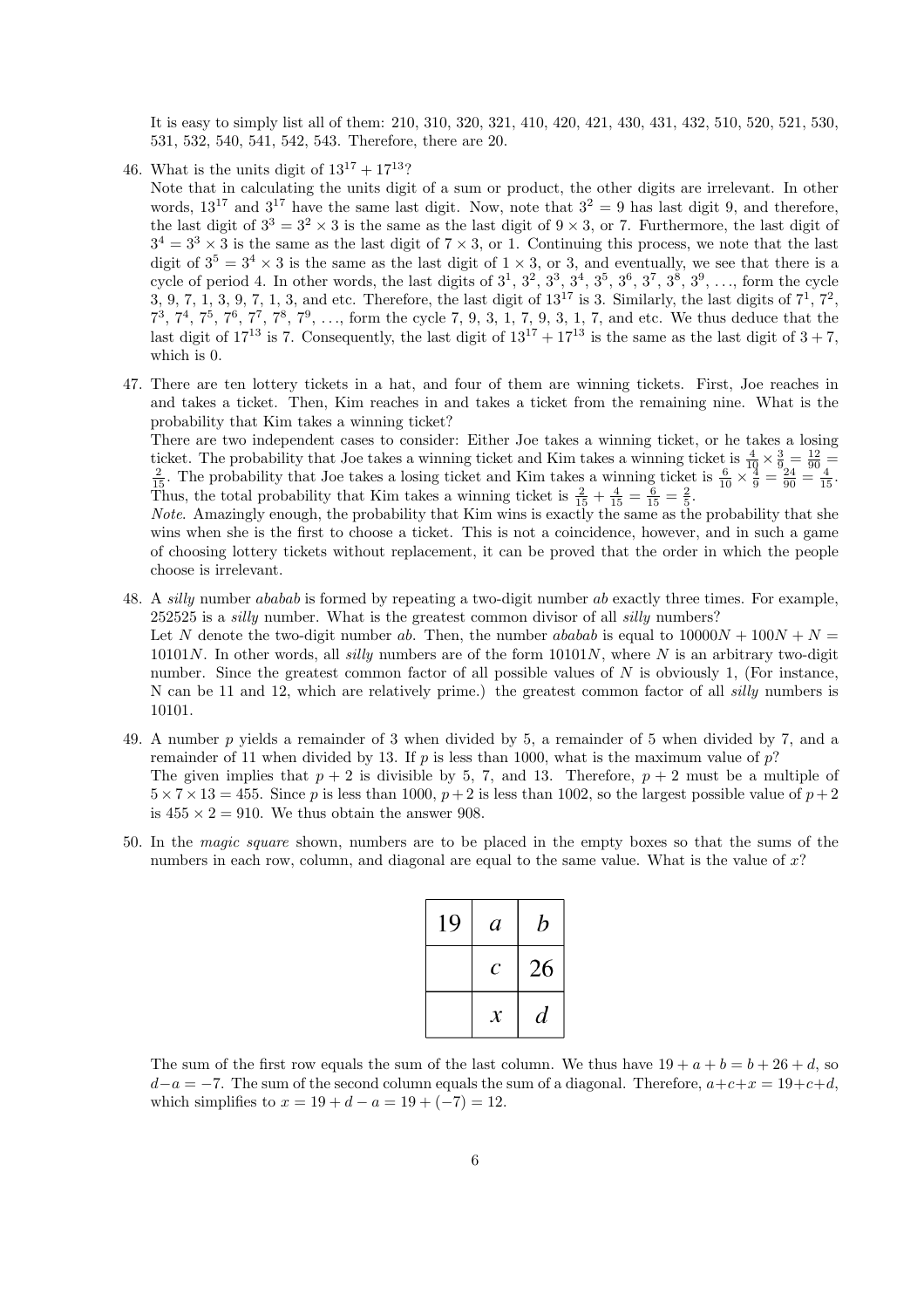It is easy to simply list all of them: 210, 310, 320, 321, 410, 420, 421, 430, 431, 432, 510, 520, 521, 530, 531, 532, 540, 541, 542, 543. Therefore, there are 20.

46. What is the units digit of $13^{17} + 17^{13}$?

    Note that in calculating the units digit of a sum or product, the other digits are irrelevant. In other words, $13^{17}$ and $3^{17}$ have the same last digit. Now, note that $3^2 = 9$ has last digit 9, and therefore, the last digit of $3^3 = 3^2 \times 3$ is the same as the last digit of $9 \times 3$, or 7. Furthermore, the last digit of $3^4 = 3^3 \times 3$ is the same as the last digit of $7 \times 3$, or 1. Continuing this process, we note that the last digit of $3^5 = 3^4 \times 3$ is the same as the last digit of $1 \times 3$, or 3, and eventually, we see that there is a cycle of period 4. In other words, the last digits of $3^1$, $3^2$, $3^3$, $3^4$, $3^5$, $3^6$, $3^7$, $3^8$, $3^9$, ..., form the cycle 3, 9, 7, 1, 3, 9, 7, 1, 3, and etc. Therefore, the last digit of $13^{17}$ is 3. Similarly, the last digits of $7^1$, $7^2$, $7^3$, $7^4$, $7^5$, $7^6$, $7^7$, $7^8$, $7^9$, ..., form the cycle 7, 9, 3, 1, 7, 9, 3, 1, 7, and etc. We thus deduce that the last digit of $17^{13}$ is 7. Consequently, the last digit of $13^{17} + 17^{13}$ is the same as the last digit of $3 + 7$, which is 0.

47. There are ten lottery tickets in a hat, and four of them are winning tickets. First, Joe reaches in and takes a ticket. Then, Kim reaches in and takes a ticket from the remaining nine. What is the probability that Kim takes a winning ticket?

    There are two independent cases to consider: Either Joe takes a winning ticket, or he takes a losing ticket. The probability that Joe takes a winning ticket and Kim takes a winning ticket is $\frac{4}{10} \times \frac{3}{9} = \frac{12}{90} = \frac{2}{15}$. The probability that Joe takes a losing ticket and Kim takes a winning ticket is $\frac{6}{10} \times \frac{4}{9} = \frac{24}{90} = \frac{4}{15}$. Thus, the total probability that Kim takes a winning ticket is $\frac{2}{15} + \frac{4}{15} = \frac{6}{15} = \frac{2}{5}$.

    *Note*. Amazingly enough, the probability that Kim wins is exactly the same as the probability that she wins when she is the first to choose a ticket. This is not a coincidence, however, and in such a game of choosing lottery tickets without replacement, it can be proved that the order in which the people choose is irrelevant.

48. A *silly* number *ababab* is formed by repeating a two-digit number *ab* exactly three times. For example, 252525 is a *silly* number. What is the greatest common divisor of all *silly* numbers?

    Let $N$ denote the two-digit number *ab*. Then, the number *ababab* is equal to $10000N + 100N + N = 10101N$. In other words, all *silly* numbers are of the form $10101N$, where $N$ is an arbitrary two-digit number. Since the greatest common factor of all possible values of $N$ is obviously 1, (For instance, N can be 11 and 12, which are relatively prime.) the greatest common factor of all *silly* numbers is 10101.

49. A number $p$ yields a remainder of 3 when divided by 5, a remainder of 5 when divided by 7, and a remainder of 11 when divided by 13. If $p$ is less than 1000, what is the maximum value of $p$?

    The given implies that $p + 2$ is divisible by 5, 7, and 13. Therefore, $p + 2$ must be a multiple of $5 \times 7 \times 13 = 455$. Since $p$ is less than 1000, $p + 2$ is less than 1002, so the largest possible value of $p + 2$ is $455 \times 2 = 910$. We thus obtain the answer 908.

50. In the *magic square* shown, numbers are to be placed in the empty boxes so that the sums of the numbers in each row, column, and diagonal are equal to the same value. What is the value of $x$?

| | | |
|---|---|---|
| 19 | $a$ | $b$ |
| | $c$ | 26 |
| | $x$ | $d$ |

The sum of the first row equals the sum of the last column. We thus have $19 + a + b = b + 26 + d$, so $d - a = -7$. The sum of the second column equals the sum of a diagonal. Therefore, $a + c + x = 19 + c + d$, which simplifies to $x = 19 + d - a = 19 + (-7) = 12$.